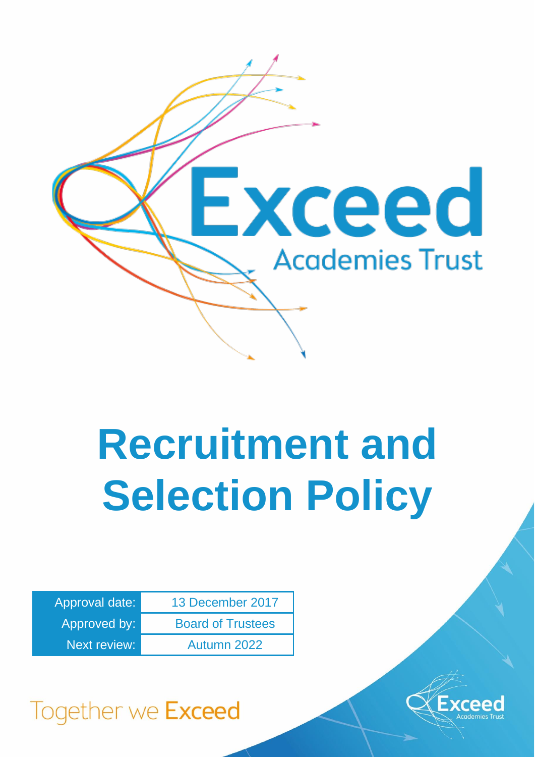Exceed Academies Trust

# Recruitment and Selection Policy

| Approval date: | 13 December 2017 |
| --- | --- |
| Approved by: | Board of Trustees |
| Next review: | Autumn 2022 |

Together we Exceed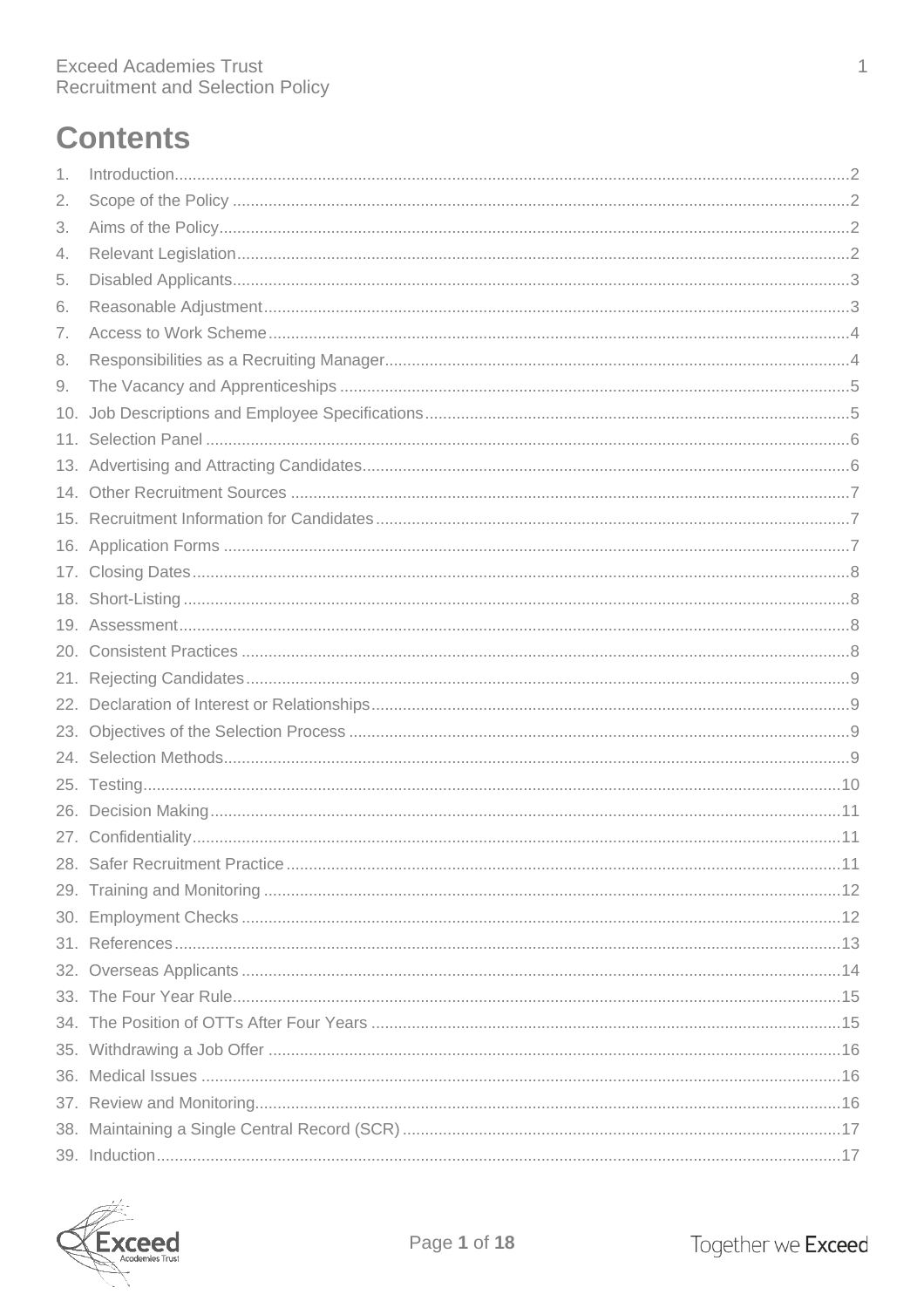# Contents

1. Introduction ... 2
2. Scope of the Policy ... 2
3. Aims of the Policy ... 2
4. Relevant Legislation ... 2
5. Disabled Applicants ... 3
6. Reasonable Adjustment ... 3
7. Access to Work Scheme ... 4
8. Responsibilities as a Recruiting Manager ... 4
9. The Vacancy and Apprenticeships ... 5
10. Job Descriptions and Employee Specifications ... 5
11. Selection Panel ... 6
13. Advertising and Attracting Candidates ... 6
14. Other Recruitment Sources ... 7
15. Recruitment Information for Candidates ... 7
16. Application Forms ... 7
17. Closing Dates ... 8
18. Short-Listing ... 8
19. Assessment ... 8
20. Consistent Practices ... 8
21. Rejecting Candidates ... 9
22. Declaration of Interest or Relationships ... 9
23. Objectives of the Selection Process ... 9
24. Selection Methods ... 9
25. Testing ... 10
26. Decision Making ... 11
27. Confidentiality ... 11
28. Safer Recruitment Practice ... 11
29. Training and Monitoring ... 12
30. Employment Checks ... 12
31. References ... 13
32. Overseas Applicants ... 14
33. The Four Year Rule ... 15
34. The Position of OTTs After Four Years ... 15
35. Withdrawing a Job Offer ... 16
36. Medical Issues ... 16
37. Review and Monitoring ... 16
38. Maintaining a Single Central Record (SCR) ... 17
39. Induction ... 17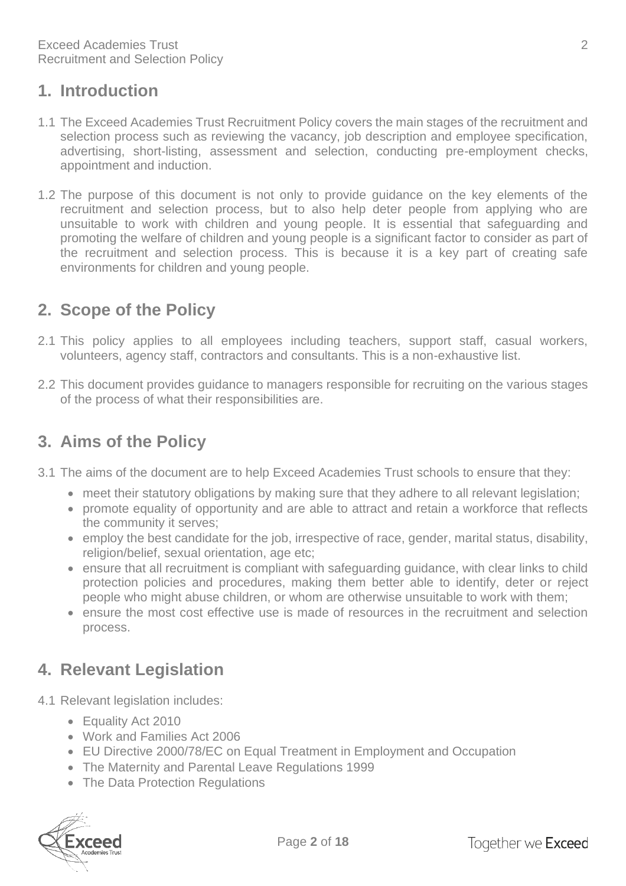## 1. Introduction

1.1 The Exceed Academies Trust Recruitment Policy covers the main stages of the recruitment and selection process such as reviewing the vacancy, job description and employee specification, advertising, short-listing, assessment and selection, conducting pre-employment checks, appointment and induction.

1.2 The purpose of this document is not only to provide guidance on the key elements of the recruitment and selection process, but to also help deter people from applying who are unsuitable to work with children and young people. It is essential that safeguarding and promoting the welfare of children and young people is a significant factor to consider as part of the recruitment and selection process. This is because it is a key part of creating safe environments for children and young people.

## 2. Scope of the Policy

2.1 This policy applies to all employees including teachers, support staff, casual workers, volunteers, agency staff, contractors and consultants. This is a non-exhaustive list.

2.2 This document provides guidance to managers responsible for recruiting on the various stages of the process of what their responsibilities are.

## 3. Aims of the Policy

3.1 The aims of the document are to help Exceed Academies Trust schools to ensure that they:

- meet their statutory obligations by making sure that they adhere to all relevant legislation;
- promote equality of opportunity and are able to attract and retain a workforce that reflects the community it serves;
- employ the best candidate for the job, irrespective of race, gender, marital status, disability, religion/belief, sexual orientation, age etc;
- ensure that all recruitment is compliant with safeguarding guidance, with clear links to child protection policies and procedures, making them better able to identify, deter or reject people who might abuse children, or whom are otherwise unsuitable to work with them;
- ensure the most cost effective use is made of resources in the recruitment and selection process.

## 4. Relevant Legislation

4.1 Relevant legislation includes:

- Equality Act 2010
- Work and Families Act 2006
- EU Directive 2000/78/EC on Equal Treatment in Employment and Occupation
- The Maternity and Parental Leave Regulations 1999
- The Data Protection Regulations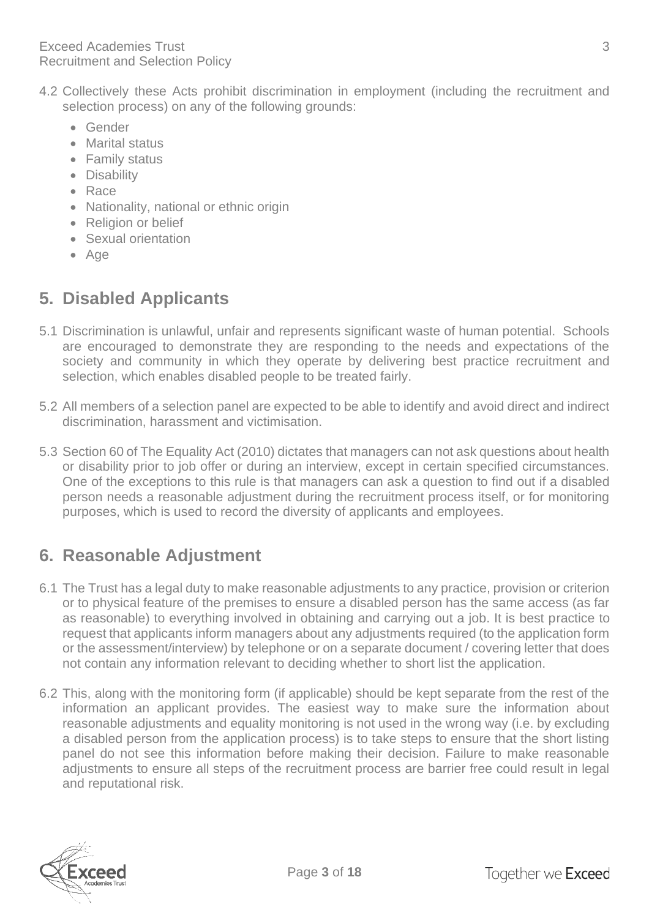4.2 Collectively these Acts prohibit discrimination in employment (including the recruitment and selection process) on any of the following grounds:

- Gender
- Marital status
- Family status
- Disability
- Race
- Nationality, national or ethnic origin
- Religion or belief
- Sexual orientation
- Age

## 5. Disabled Applicants

5.1 Discrimination is unlawful, unfair and represents significant waste of human potential. Schools are encouraged to demonstrate they are responding to the needs and expectations of the society and community in which they operate by delivering best practice recruitment and selection, which enables disabled people to be treated fairly.

5.2 All members of a selection panel are expected to be able to identify and avoid direct and indirect discrimination, harassment and victimisation.

5.3 Section 60 of The Equality Act (2010) dictates that managers can not ask questions about health or disability prior to job offer or during an interview, except in certain specified circumstances. One of the exceptions to this rule is that managers can ask a question to find out if a disabled person needs a reasonable adjustment during the recruitment process itself, or for monitoring purposes, which is used to record the diversity of applicants and employees.

## 6. Reasonable Adjustment

6.1 The Trust has a legal duty to make reasonable adjustments to any practice, provision or criterion or to physical feature of the premises to ensure a disabled person has the same access (as far as reasonable) to everything involved in obtaining and carrying out a job. It is best practice to request that applicants inform managers about any adjustments required (to the application form or the assessment/interview) by telephone or on a separate document / covering letter that does not contain any information relevant to deciding whether to short list the application.

6.2 This, along with the monitoring form (if applicable) should be kept separate from the rest of the information an applicant provides. The easiest way to make sure the information about reasonable adjustments and equality monitoring is not used in the wrong way (i.e. by excluding a disabled person from the application process) is to take steps to ensure that the short listing panel do not see this information before making their decision. Failure to make reasonable adjustments to ensure all steps of the recruitment process are barrier free could result in legal and reputational risk.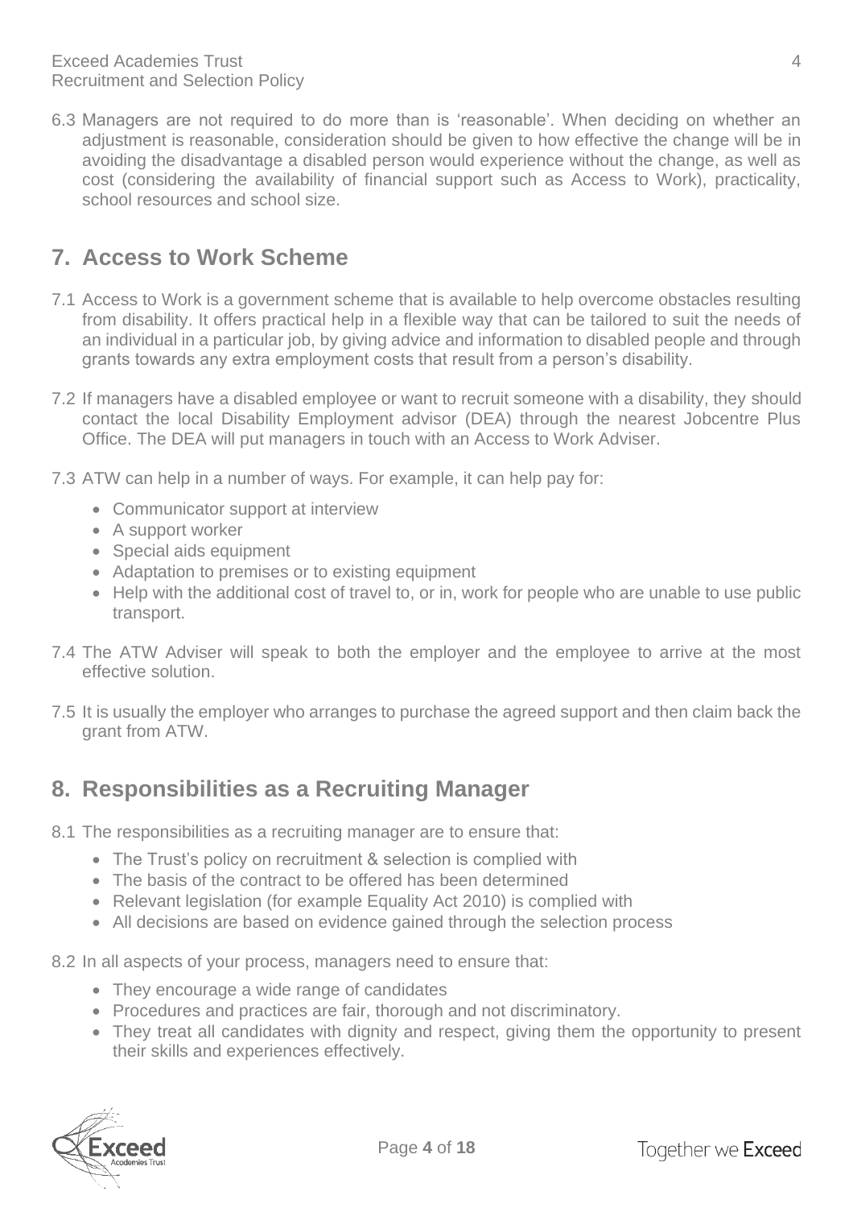6.3 Managers are not required to do more than is 'reasonable'. When deciding on whether an adjustment is reasonable, consideration should be given to how effective the change will be in avoiding the disadvantage a disabled person would experience without the change, as well as cost (considering the availability of financial support such as Access to Work), practicality, school resources and school size.

## 7. Access to Work Scheme

7.1 Access to Work is a government scheme that is available to help overcome obstacles resulting from disability. It offers practical help in a flexible way that can be tailored to suit the needs of an individual in a particular job, by giving advice and information to disabled people and through grants towards any extra employment costs that result from a person's disability.

7.2 If managers have a disabled employee or want to recruit someone with a disability, they should contact the local Disability Employment advisor (DEA) through the nearest Jobcentre Plus Office. The DEA will put managers in touch with an Access to Work Adviser.

7.3 ATW can help in a number of ways. For example, it can help pay for:

- Communicator support at interview
- A support worker
- Special aids equipment
- Adaptation to premises or to existing equipment
- Help with the additional cost of travel to, or in, work for people who are unable to use public transport.

7.4 The ATW Adviser will speak to both the employer and the employee to arrive at the most effective solution.

7.5 It is usually the employer who arranges to purchase the agreed support and then claim back the grant from ATW.

## 8. Responsibilities as a Recruiting Manager

8.1 The responsibilities as a recruiting manager are to ensure that:

- The Trust's policy on recruitment & selection is complied with
- The basis of the contract to be offered has been determined
- Relevant legislation (for example Equality Act 2010) is complied with
- All decisions are based on evidence gained through the selection process

8.2 In all aspects of your process, managers need to ensure that:

- They encourage a wide range of candidates
- Procedures and practices are fair, thorough and not discriminatory.
- They treat all candidates with dignity and respect, giving them the opportunity to present their skills and experiences effectively.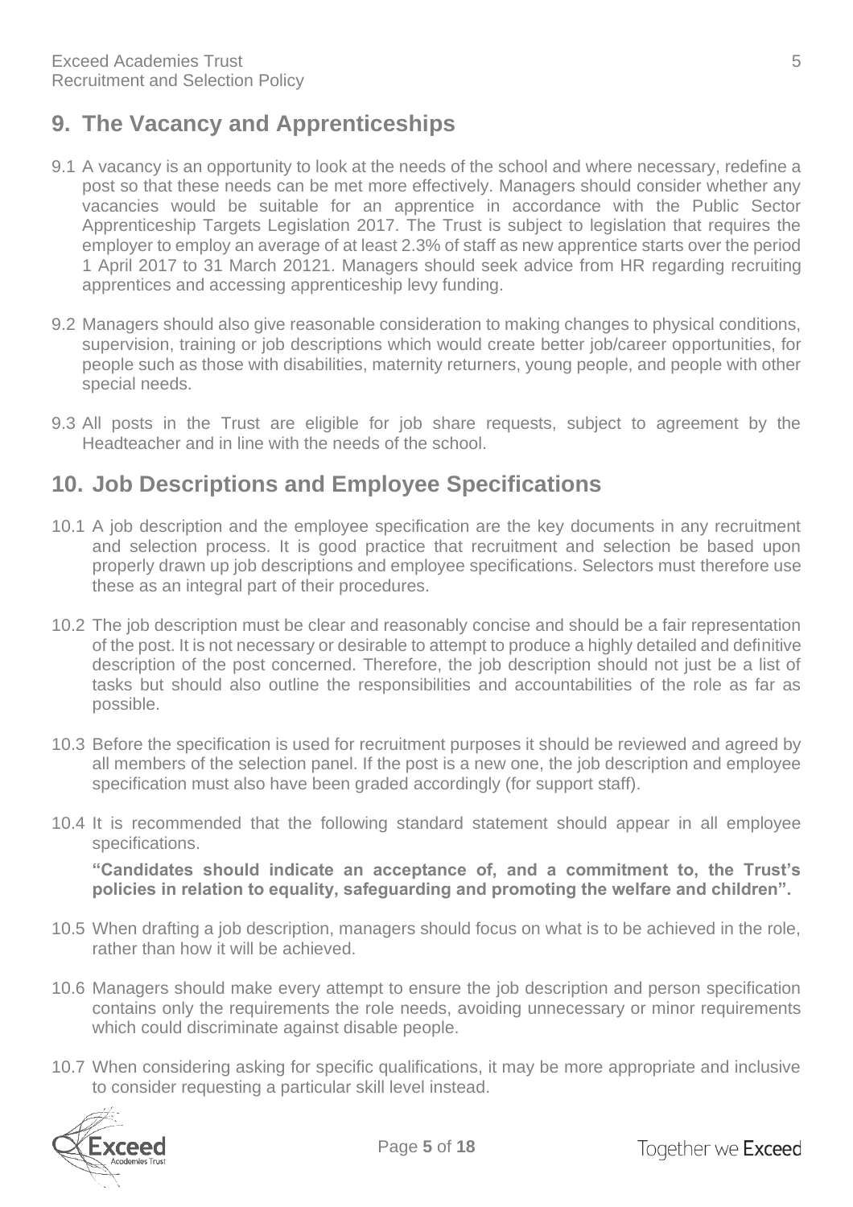## 9. The Vacancy and Apprenticeships

9.1 A vacancy is an opportunity to look at the needs of the school and where necessary, redefine a post so that these needs can be met more effectively. Managers should consider whether any vacancies would be suitable for an apprentice in accordance with the Public Sector Apprenticeship Targets Legislation 2017. The Trust is subject to legislation that requires the employer to employ an average of at least 2.3% of staff as new apprentice starts over the period 1 April 2017 to 31 March 20121. Managers should seek advice from HR regarding recruiting apprentices and accessing apprenticeship levy funding.

9.2 Managers should also give reasonable consideration to making changes to physical conditions, supervision, training or job descriptions which would create better job/career opportunities, for people such as those with disabilities, maternity returners, young people, and people with other special needs.

9.3 All posts in the Trust are eligible for job share requests, subject to agreement by the Headteacher and in line with the needs of the school.

## 10. Job Descriptions and Employee Specifications

10.1 A job description and the employee specification are the key documents in any recruitment and selection process. It is good practice that recruitment and selection be based upon properly drawn up job descriptions and employee specifications. Selectors must therefore use these as an integral part of their procedures.

10.2 The job description must be clear and reasonably concise and should be a fair representation of the post. It is not necessary or desirable to attempt to produce a highly detailed and definitive description of the post concerned. Therefore, the job description should not just be a list of tasks but should also outline the responsibilities and accountabilities of the role as far as possible.

10.3 Before the specification is used for recruitment purposes it should be reviewed and agreed by all members of the selection panel. If the post is a new one, the job description and employee specification must also have been graded accordingly (for support staff).

10.4 It is recommended that the following standard statement should appear in all employee specifications.

**"Candidates should indicate an acceptance of, and a commitment to, the Trust's policies in relation to equality, safeguarding and promoting the welfare and children".**

10.5 When drafting a job description, managers should focus on what is to be achieved in the role, rather than how it will be achieved.

10.6 Managers should make every attempt to ensure the job description and person specification contains only the requirements the role needs, avoiding unnecessary or minor requirements which could discriminate against disable people.

10.7 When considering asking for specific qualifications, it may be more appropriate and inclusive to consider requesting a particular skill level instead.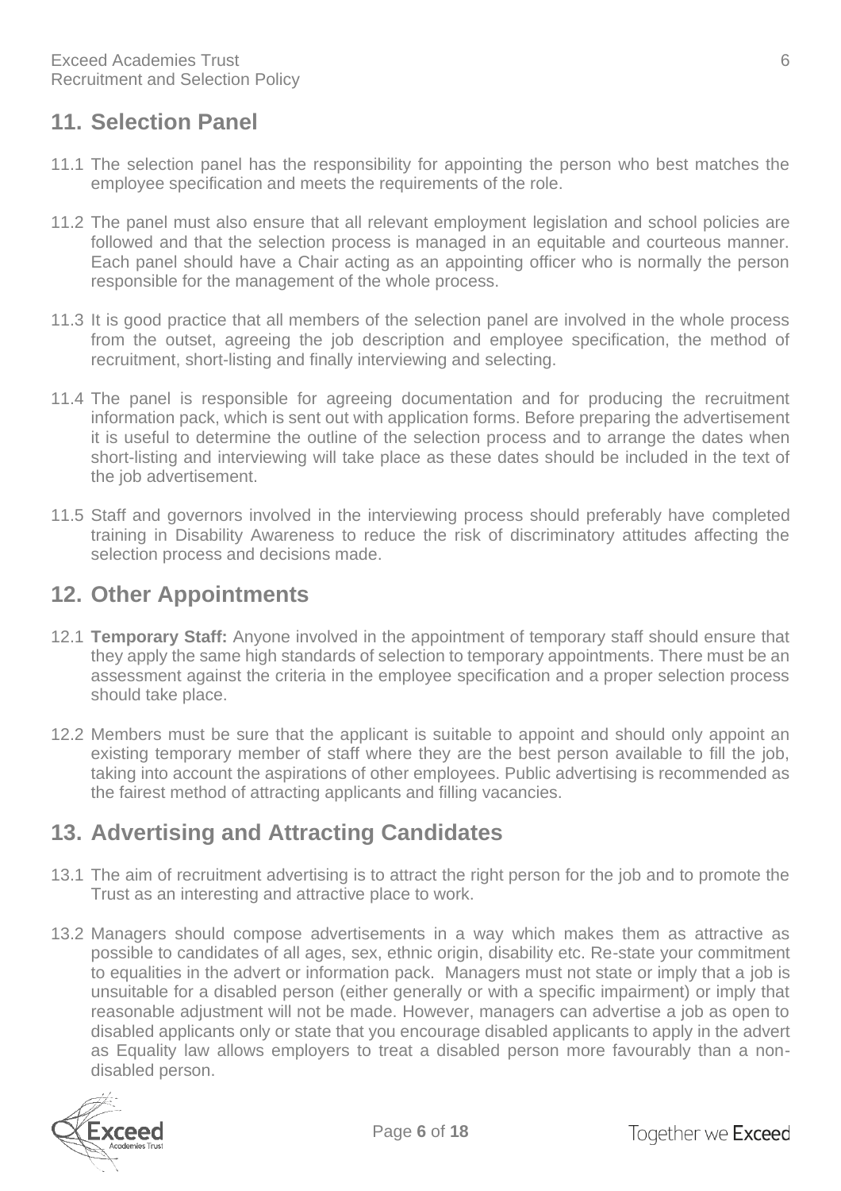## 11. Selection Panel

11.1 The selection panel has the responsibility for appointing the person who best matches the employee specification and meets the requirements of the role.

11.2 The panel must also ensure that all relevant employment legislation and school policies are followed and that the selection process is managed in an equitable and courteous manner. Each panel should have a Chair acting as an appointing officer who is normally the person responsible for the management of the whole process.

11.3 It is good practice that all members of the selection panel are involved in the whole process from the outset, agreeing the job description and employee specification, the method of recruitment, short-listing and finally interviewing and selecting.

11.4 The panel is responsible for agreeing documentation and for producing the recruitment information pack, which is sent out with application forms. Before preparing the advertisement it is useful to determine the outline of the selection process and to arrange the dates when short-listing and interviewing will take place as these dates should be included in the text of the job advertisement.

11.5 Staff and governors involved in the interviewing process should preferably have completed training in Disability Awareness to reduce the risk of discriminatory attitudes affecting the selection process and decisions made.

## 12. Other Appointments

12.1 **Temporary Staff:** Anyone involved in the appointment of temporary staff should ensure that they apply the same high standards of selection to temporary appointments. There must be an assessment against the criteria in the employee specification and a proper selection process should take place.

12.2 Members must be sure that the applicant is suitable to appoint and should only appoint an existing temporary member of staff where they are the best person available to fill the job, taking into account the aspirations of other employees. Public advertising is recommended as the fairest method of attracting applicants and filling vacancies.

## 13. Advertising and Attracting Candidates

13.1 The aim of recruitment advertising is to attract the right person for the job and to promote the Trust as an interesting and attractive place to work.

13.2 Managers should compose advertisements in a way which makes them as attractive as possible to candidates of all ages, sex, ethnic origin, disability etc. Re-state your commitment to equalities in the advert or information pack. Managers must not state or imply that a job is unsuitable for a disabled person (either generally or with a specific impairment) or imply that reasonable adjustment will not be made. However, managers can advertise a job as open to disabled applicants only or state that you encourage disabled applicants to apply in the advert as Equality law allows employers to treat a disabled person more favourably than a non-disabled person.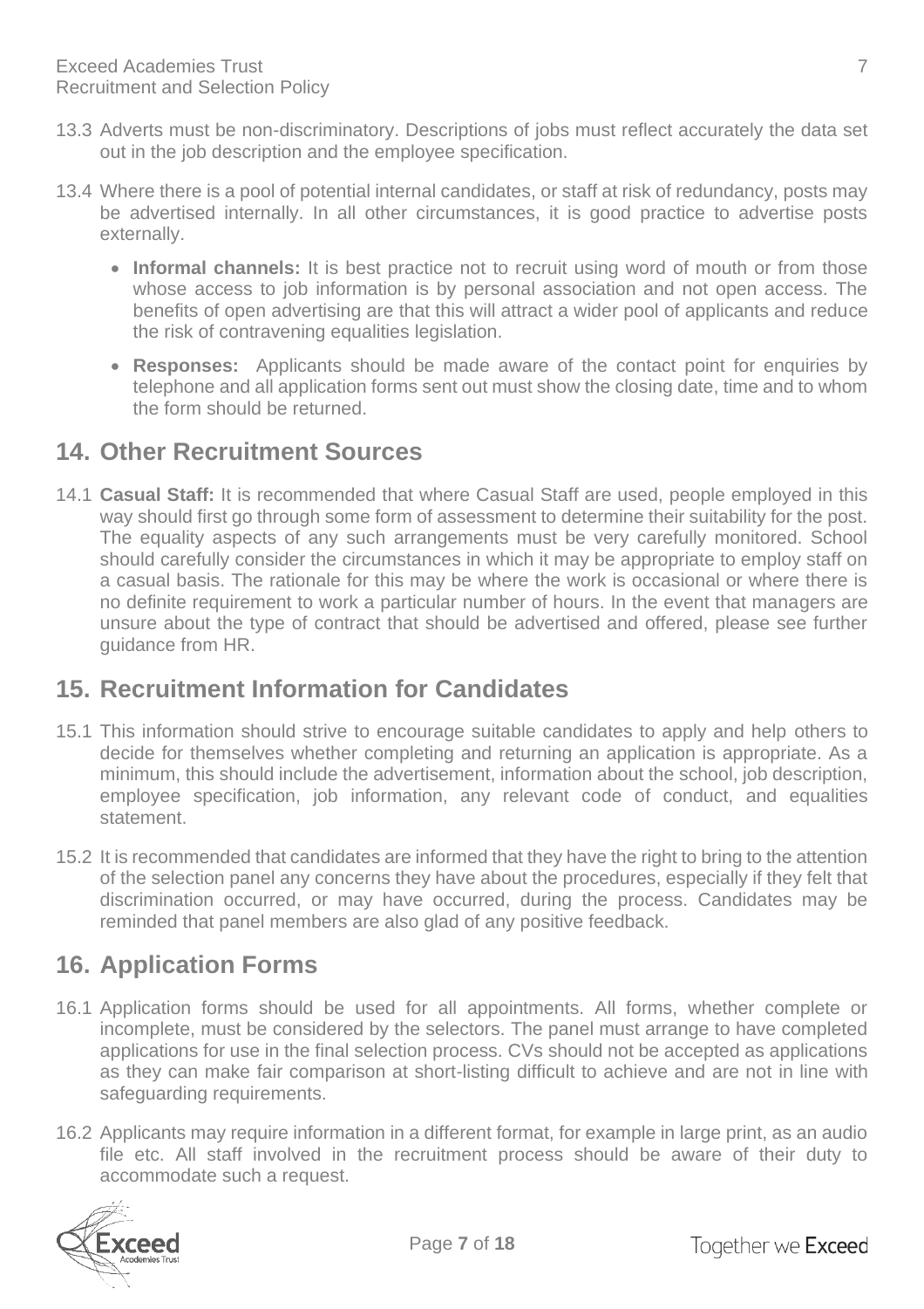13.3 Adverts must be non-discriminatory. Descriptions of jobs must reflect accurately the data set out in the job description and the employee specification.

13.4 Where there is a pool of potential internal candidates, or staff at risk of redundancy, posts may be advertised internally. In all other circumstances, it is good practice to advertise posts externally.

- **Informal channels:** It is best practice not to recruit using word of mouth or from those whose access to job information is by personal association and not open access. The benefits of open advertising are that this will attract a wider pool of applicants and reduce the risk of contravening equalities legislation.
- **Responses:** Applicants should be made aware of the contact point for enquiries by telephone and all application forms sent out must show the closing date, time and to whom the form should be returned.

## 14. Other Recruitment Sources

14.1 **Casual Staff:** It is recommended that where Casual Staff are used, people employed in this way should first go through some form of assessment to determine their suitability for the post. The equality aspects of any such arrangements must be very carefully monitored. School should carefully consider the circumstances in which it may be appropriate to employ staff on a casual basis. The rationale for this may be where the work is occasional or where there is no definite requirement to work a particular number of hours. In the event that managers are unsure about the type of contract that should be advertised and offered, please see further guidance from HR.

## 15. Recruitment Information for Candidates

15.1 This information should strive to encourage suitable candidates to apply and help others to decide for themselves whether completing and returning an application is appropriate. As a minimum, this should include the advertisement, information about the school, job description, employee specification, job information, any relevant code of conduct, and equalities statement.

15.2 It is recommended that candidates are informed that they have the right to bring to the attention of the selection panel any concerns they have about the procedures, especially if they felt that discrimination occurred, or may have occurred, during the process. Candidates may be reminded that panel members are also glad of any positive feedback.

## 16. Application Forms

16.1 Application forms should be used for all appointments. All forms, whether complete or incomplete, must be considered by the selectors. The panel must arrange to have completed applications for use in the final selection process. CVs should not be accepted as applications as they can make fair comparison at short-listing difficult to achieve and are not in line with safeguarding requirements.

16.2 Applicants may require information in a different format, for example in large print, as an audio file etc. All staff involved in the recruitment process should be aware of their duty to accommodate such a request.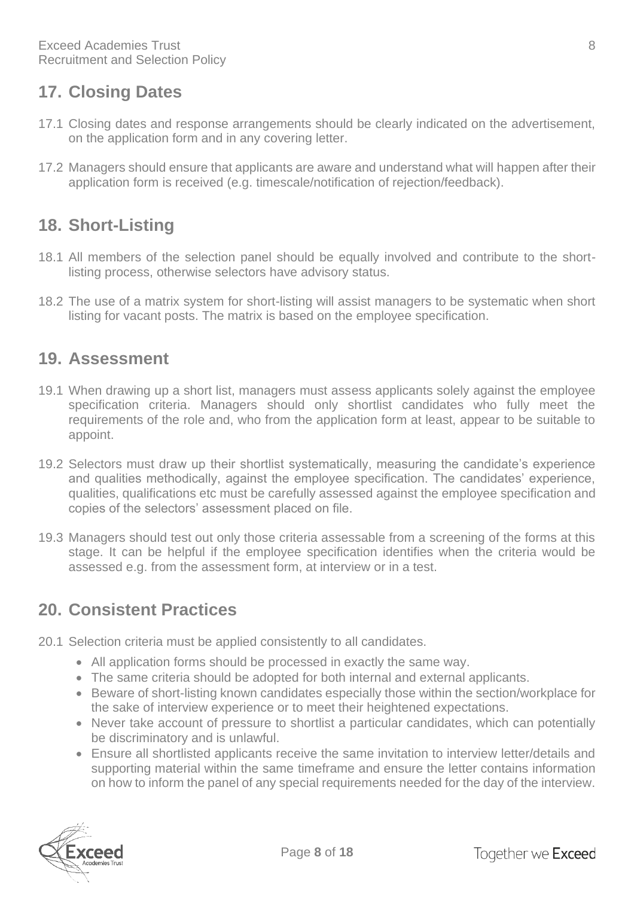## 17. Closing Dates

17.1 Closing dates and response arrangements should be clearly indicated on the advertisement, on the application form and in any covering letter.

17.2 Managers should ensure that applicants are aware and understand what will happen after their application form is received (e.g. timescale/notification of rejection/feedback).

## 18. Short-Listing

18.1 All members of the selection panel should be equally involved and contribute to the short-listing process, otherwise selectors have advisory status.

18.2 The use of a matrix system for short-listing will assist managers to be systematic when short listing for vacant posts. The matrix is based on the employee specification.

## 19. Assessment

19.1 When drawing up a short list, managers must assess applicants solely against the employee specification criteria. Managers should only shortlist candidates who fully meet the requirements of the role and, who from the application form at least, appear to be suitable to appoint.

19.2 Selectors must draw up their shortlist systematically, measuring the candidate's experience and qualities methodically, against the employee specification. The candidates' experience, qualities, qualifications etc must be carefully assessed against the employee specification and copies of the selectors' assessment placed on file.

19.3 Managers should test out only those criteria assessable from a screening of the forms at this stage. It can be helpful if the employee specification identifies when the criteria would be assessed e.g. from the assessment form, at interview or in a test.

## 20. Consistent Practices

20.1 Selection criteria must be applied consistently to all candidates.

- All application forms should be processed in exactly the same way.
- The same criteria should be adopted for both internal and external applicants.
- Beware of short-listing known candidates especially those within the section/workplace for the sake of interview experience or to meet their heightened expectations.
- Never take account of pressure to shortlist a particular candidates, which can potentially be discriminatory and is unlawful.
- Ensure all shortlisted applicants receive the same invitation to interview letter/details and supporting material within the same timeframe and ensure the letter contains information on how to inform the panel of any special requirements needed for the day of the interview.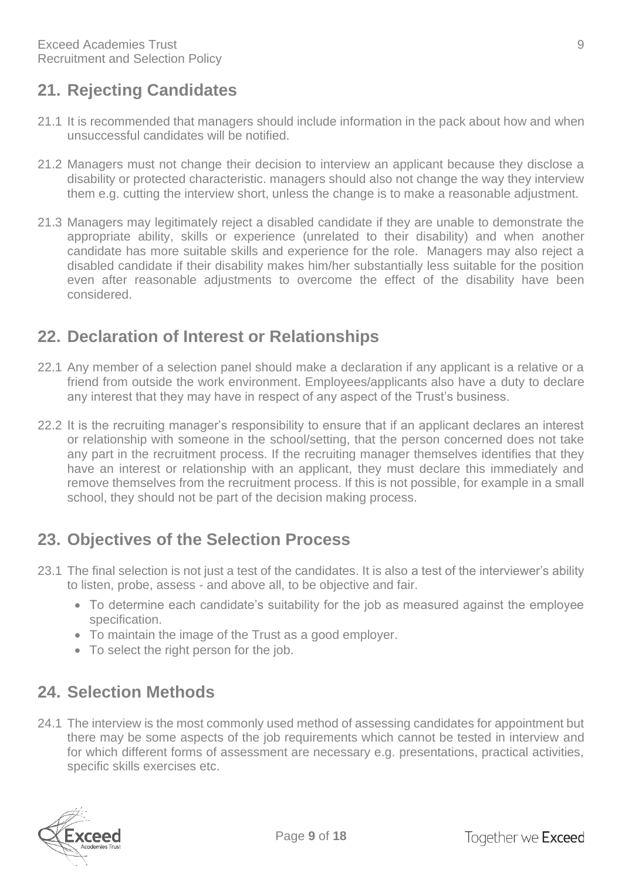## 21. Rejecting Candidates

21.1 It is recommended that managers should include information in the pack about how and when unsuccessful candidates will be notified.

21.2 Managers must not change their decision to interview an applicant because they disclose a disability or protected characteristic. managers should also not change the way they interview them e.g. cutting the interview short, unless the change is to make a reasonable adjustment.

21.3 Managers may legitimately reject a disabled candidate if they are unable to demonstrate the appropriate ability, skills or experience (unrelated to their disability) and when another candidate has more suitable skills and experience for the role. Managers may also reject a disabled candidate if their disability makes him/her substantially less suitable for the position even after reasonable adjustments to overcome the effect of the disability have been considered.

## 22. Declaration of Interest or Relationships

22.1 Any member of a selection panel should make a declaration if any applicant is a relative or a friend from outside the work environment. Employees/applicants also have a duty to declare any interest that they may have in respect of any aspect of the Trust's business.

22.2 It is the recruiting manager's responsibility to ensure that if an applicant declares an interest or relationship with someone in the school/setting, that the person concerned does not take any part in the recruitment process. If the recruiting manager themselves identifies that they have an interest or relationship with an applicant, they must declare this immediately and remove themselves from the recruitment process. If this is not possible, for example in a small school, they should not be part of the decision making process.

## 23. Objectives of the Selection Process

23.1 The final selection is not just a test of the candidates. It is also a test of the interviewer's ability to listen, probe, assess - and above all, to be objective and fair.

- To determine each candidate's suitability for the job as measured against the employee specification.
- To maintain the image of the Trust as a good employer.
- To select the right person for the job.

## 24. Selection Methods

24.1 The interview is the most commonly used method of assessing candidates for appointment but there may be some aspects of the job requirements which cannot be tested in interview and for which different forms of assessment are necessary e.g. presentations, practical activities, specific skills exercises etc.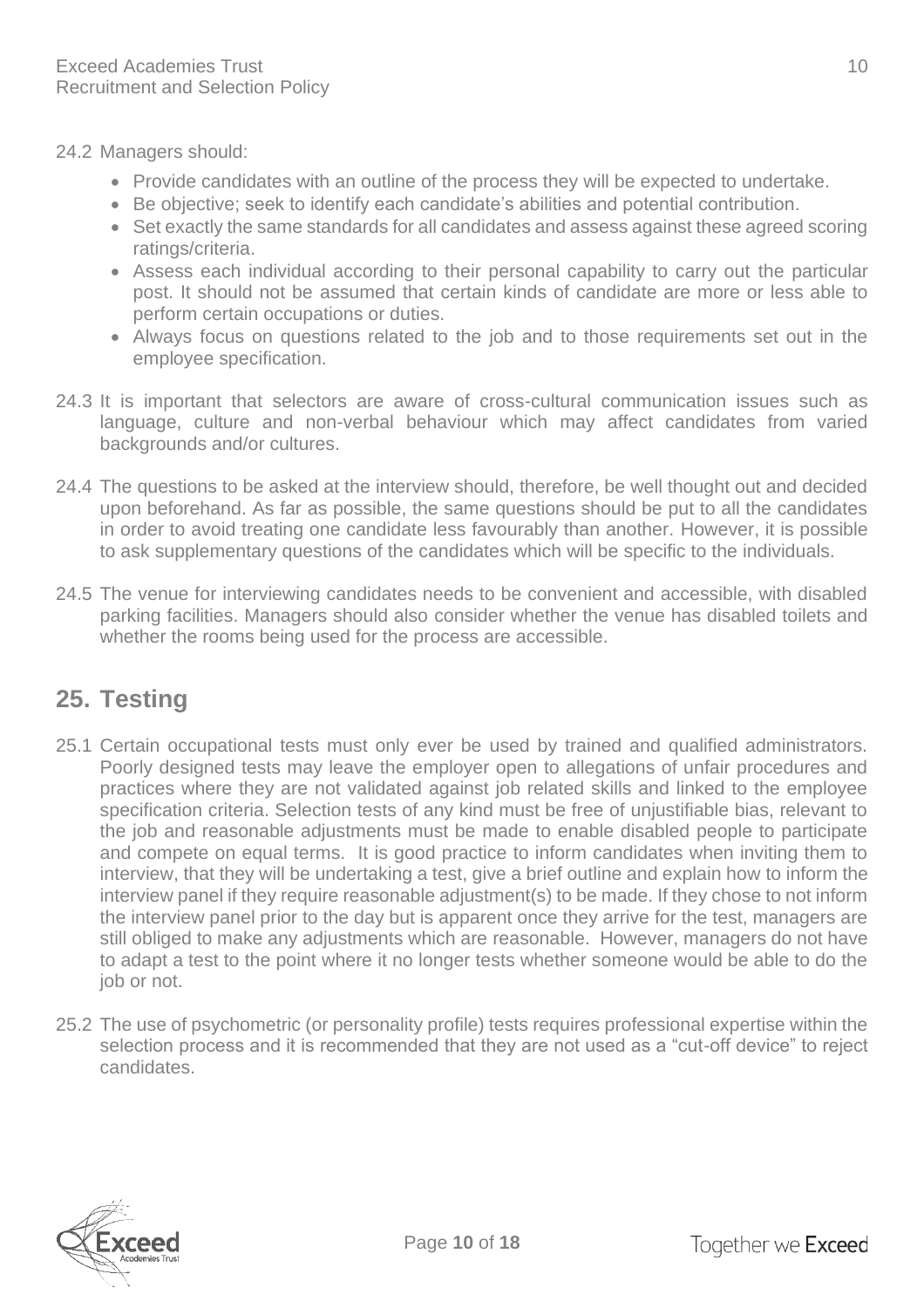24.2 Managers should:

- Provide candidates with an outline of the process they will be expected to undertake.
- Be objective; seek to identify each candidate's abilities and potential contribution.
- Set exactly the same standards for all candidates and assess against these agreed scoring ratings/criteria.
- Assess each individual according to their personal capability to carry out the particular post. It should not be assumed that certain kinds of candidate are more or less able to perform certain occupations or duties.
- Always focus on questions related to the job and to those requirements set out in the employee specification.

24.3 It is important that selectors are aware of cross-cultural communication issues such as language, culture and non-verbal behaviour which may affect candidates from varied backgrounds and/or cultures.

24.4 The questions to be asked at the interview should, therefore, be well thought out and decided upon beforehand. As far as possible, the same questions should be put to all the candidates in order to avoid treating one candidate less favourably than another. However, it is possible to ask supplementary questions of the candidates which will be specific to the individuals.

24.5 The venue for interviewing candidates needs to be convenient and accessible, with disabled parking facilities. Managers should also consider whether the venue has disabled toilets and whether the rooms being used for the process are accessible.

## 25. Testing

25.1 Certain occupational tests must only ever be used by trained and qualified administrators. Poorly designed tests may leave the employer open to allegations of unfair procedures and practices where they are not validated against job related skills and linked to the employee specification criteria. Selection tests of any kind must be free of unjustifiable bias, relevant to the job and reasonable adjustments must be made to enable disabled people to participate and compete on equal terms. It is good practice to inform candidates when inviting them to interview, that they will be undertaking a test, give a brief outline and explain how to inform the interview panel if they require reasonable adjustment(s) to be made. If they chose to not inform the interview panel prior to the day but is apparent once they arrive for the test, managers are still obliged to make any adjustments which are reasonable. However, managers do not have to adapt a test to the point where it no longer tests whether someone would be able to do the job or not.

25.2 The use of psychometric (or personality profile) tests requires professional expertise within the selection process and it is recommended that they are not used as a "cut-off device" to reject candidates.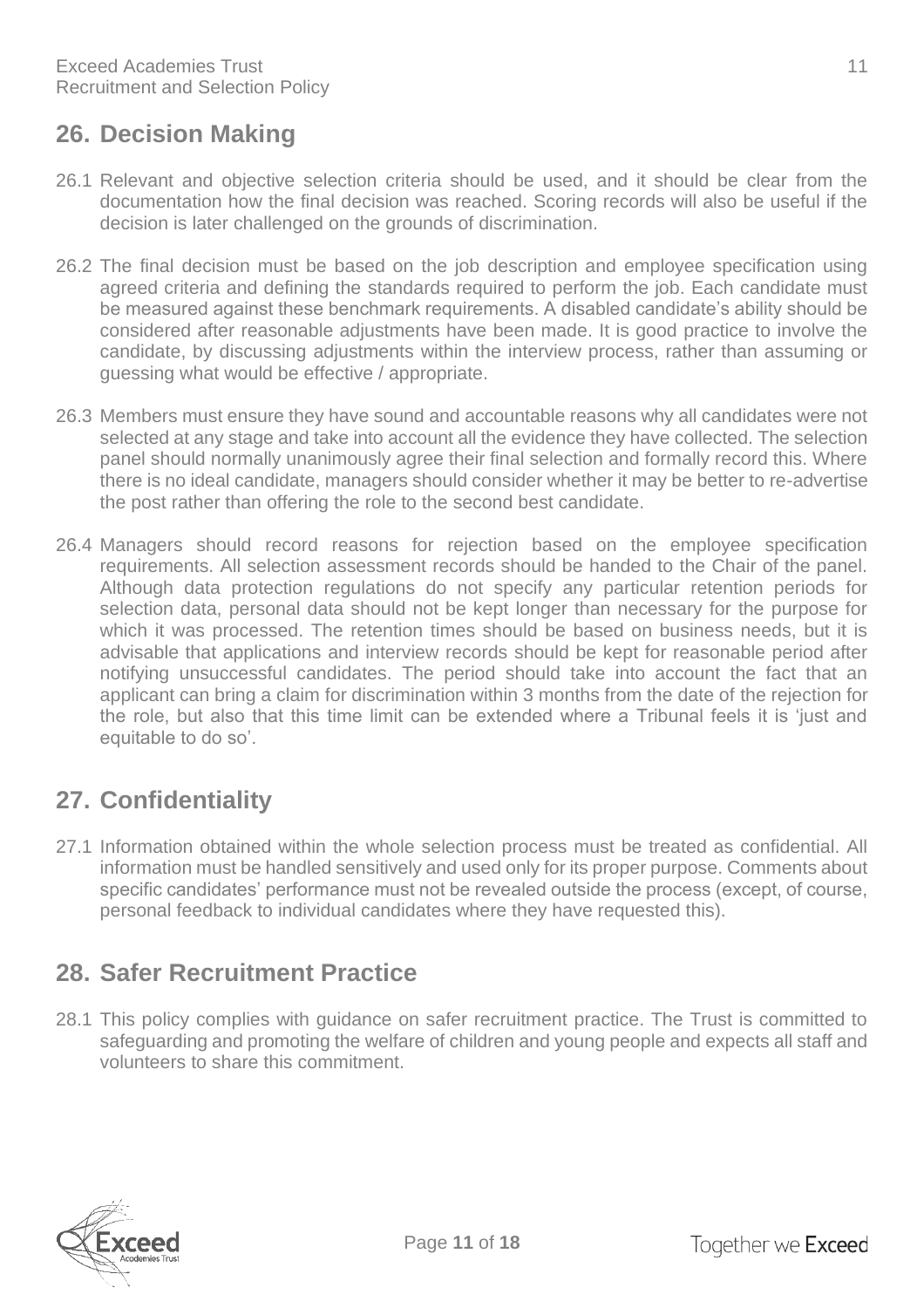## 26. Decision Making

26.1 Relevant and objective selection criteria should be used, and it should be clear from the documentation how the final decision was reached. Scoring records will also be useful if the decision is later challenged on the grounds of discrimination.

26.2 The final decision must be based on the job description and employee specification using agreed criteria and defining the standards required to perform the job. Each candidate must be measured against these benchmark requirements. A disabled candidate's ability should be considered after reasonable adjustments have been made. It is good practice to involve the candidate, by discussing adjustments within the interview process, rather than assuming or guessing what would be effective / appropriate.

26.3 Members must ensure they have sound and accountable reasons why all candidates were not selected at any stage and take into account all the evidence they have collected. The selection panel should normally unanimously agree their final selection and formally record this. Where there is no ideal candidate, managers should consider whether it may be better to re-advertise the post rather than offering the role to the second best candidate.

26.4 Managers should record reasons for rejection based on the employee specification requirements. All selection assessment records should be handed to the Chair of the panel. Although data protection regulations do not specify any particular retention periods for selection data, personal data should not be kept longer than necessary for the purpose for which it was processed. The retention times should be based on business needs, but it is advisable that applications and interview records should be kept for reasonable period after notifying unsuccessful candidates. The period should take into account the fact that an applicant can bring a claim for discrimination within 3 months from the date of the rejection for the role, but also that this time limit can be extended where a Tribunal feels it is 'just and equitable to do so'.

## 27. Confidentiality

27.1 Information obtained within the whole selection process must be treated as confidential. All information must be handled sensitively and used only for its proper purpose. Comments about specific candidates' performance must not be revealed outside the process (except, of course, personal feedback to individual candidates where they have requested this).

## 28. Safer Recruitment Practice

28.1 This policy complies with guidance on safer recruitment practice. The Trust is committed to safeguarding and promoting the welfare of children and young people and expects all staff and volunteers to share this commitment.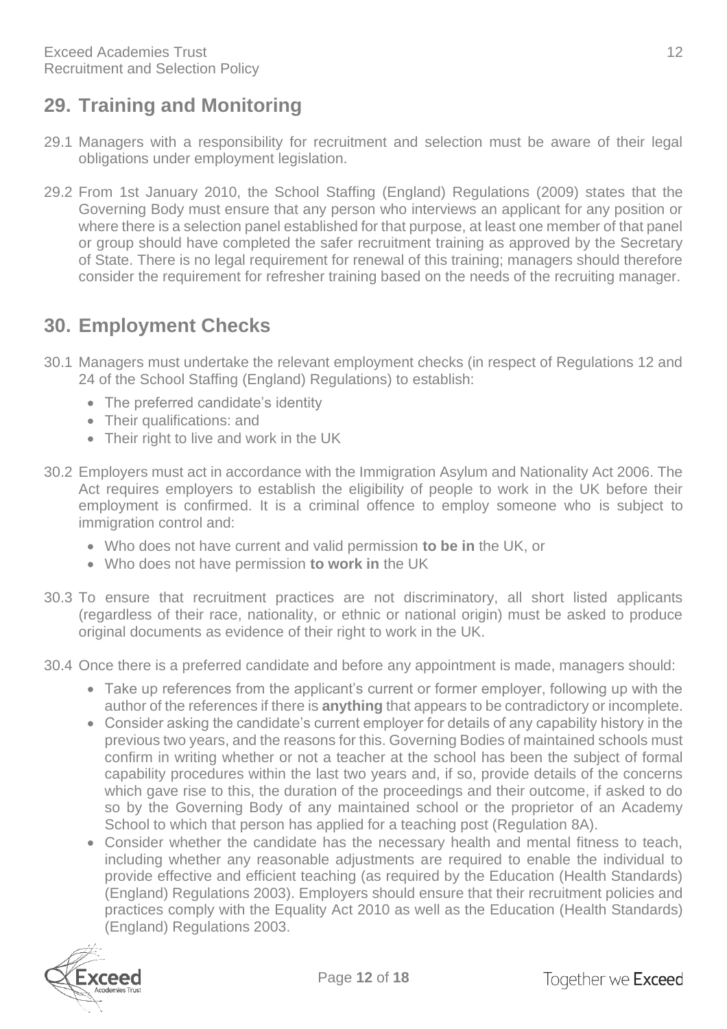## 29. Training and Monitoring

29.1 Managers with a responsibility for recruitment and selection must be aware of their legal obligations under employment legislation.

29.2 From 1st January 2010, the School Staffing (England) Regulations (2009) states that the Governing Body must ensure that any person who interviews an applicant for any position or where there is a selection panel established for that purpose, at least one member of that panel or group should have completed the safer recruitment training as approved by the Secretary of State. There is no legal requirement for renewal of this training; managers should therefore consider the requirement for refresher training based on the needs of the recruiting manager.

## 30. Employment Checks

30.1 Managers must undertake the relevant employment checks (in respect of Regulations 12 and 24 of the School Staffing (England) Regulations) to establish:

- The preferred candidate's identity
- Their qualifications: and
- Their right to live and work in the UK

30.2 Employers must act in accordance with the Immigration Asylum and Nationality Act 2006. The Act requires employers to establish the eligibility of people to work in the UK before their employment is confirmed. It is a criminal offence to employ someone who is subject to immigration control and:

- Who does not have current and valid permission **to be in** the UK, or
- Who does not have permission **to work in** the UK

30.3 To ensure that recruitment practices are not discriminatory, all short listed applicants (regardless of their race, nationality, or ethnic or national origin) must be asked to produce original documents as evidence of their right to work in the UK.

30.4 Once there is a preferred candidate and before any appointment is made, managers should:

- Take up references from the applicant's current or former employer, following up with the author of the references if there is **anything** that appears to be contradictory or incomplete.
- Consider asking the candidate's current employer for details of any capability history in the previous two years, and the reasons for this. Governing Bodies of maintained schools must confirm in writing whether or not a teacher at the school has been the subject of formal capability procedures within the last two years and, if so, provide details of the concerns which gave rise to this, the duration of the proceedings and their outcome, if asked to do so by the Governing Body of any maintained school or the proprietor of an Academy School to which that person has applied for a teaching post (Regulation 8A).
- Consider whether the candidate has the necessary health and mental fitness to teach, including whether any reasonable adjustments are required to enable the individual to provide effective and efficient teaching (as required by the Education (Health Standards) (England) Regulations 2003). Employers should ensure that their recruitment policies and practices comply with the Equality Act 2010 as well as the Education (Health Standards) (England) Regulations 2003.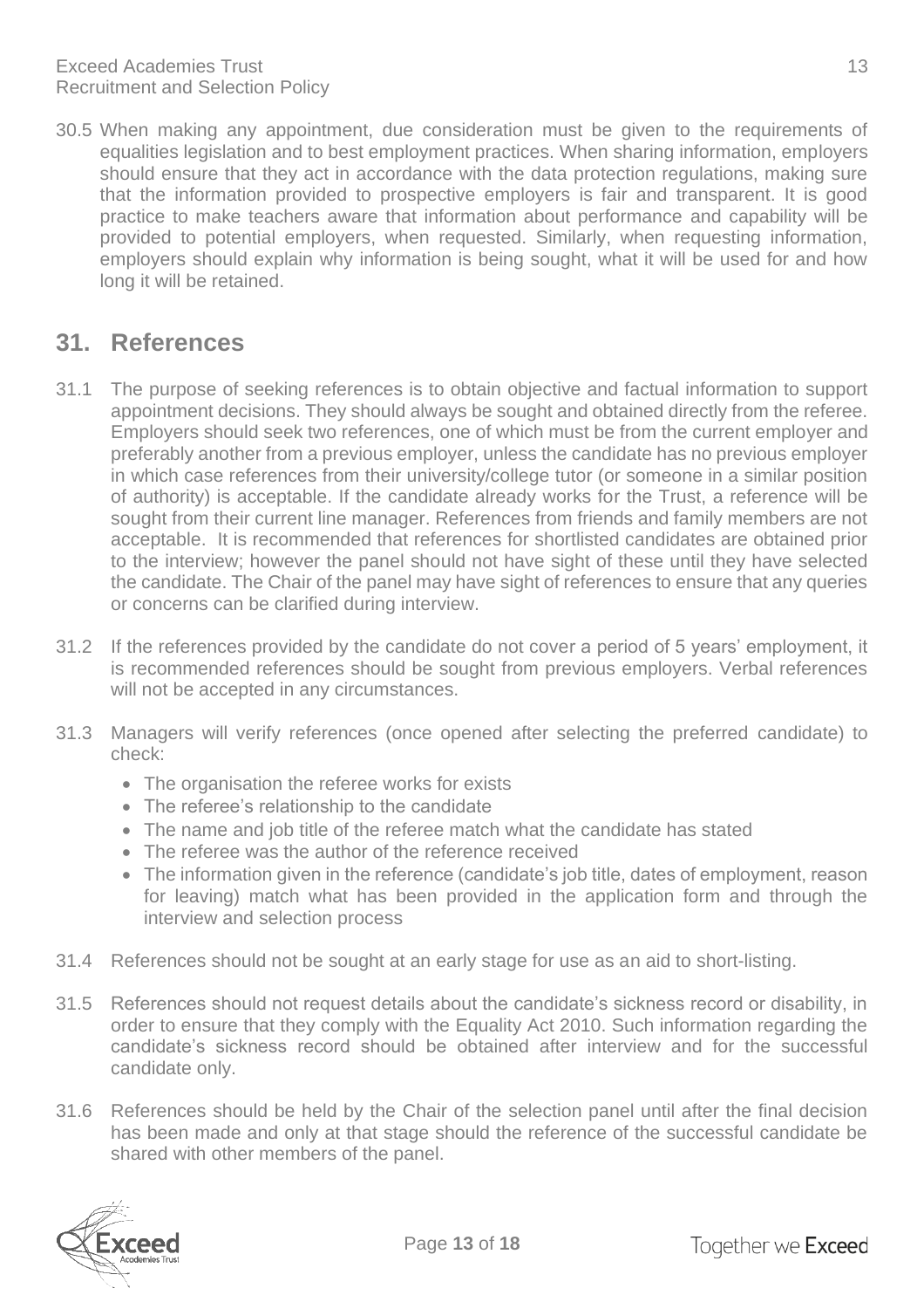30.5 When making any appointment, due consideration must be given to the requirements of equalities legislation and to best employment practices. When sharing information, employers should ensure that they act in accordance with the data protection regulations, making sure that the information provided to prospective employers is fair and transparent. It is good practice to make teachers aware that information about performance and capability will be provided to potential employers, when requested. Similarly, when requesting information, employers should explain why information is being sought, what it will be used for and how long it will be retained.

## 31. References

31.1 The purpose of seeking references is to obtain objective and factual information to support appointment decisions. They should always be sought and obtained directly from the referee. Employers should seek two references, one of which must be from the current employer and preferably another from a previous employer, unless the candidate has no previous employer in which case references from their university/college tutor (or someone in a similar position of authority) is acceptable. If the candidate already works for the Trust, a reference will be sought from their current line manager. References from friends and family members are not acceptable. It is recommended that references for shortlisted candidates are obtained prior to the interview; however the panel should not have sight of these until they have selected the candidate. The Chair of the panel may have sight of references to ensure that any queries or concerns can be clarified during interview.

31.2 If the references provided by the candidate do not cover a period of 5 years' employment, it is recommended references should be sought from previous employers. Verbal references will not be accepted in any circumstances.

31.3 Managers will verify references (once opened after selecting the preferred candidate) to check:

- The organisation the referee works for exists
- The referee's relationship to the candidate
- The name and job title of the referee match what the candidate has stated
- The referee was the author of the reference received
- The information given in the reference (candidate's job title, dates of employment, reason for leaving) match what has been provided in the application form and through the interview and selection process

31.4 References should not be sought at an early stage for use as an aid to short-listing.

31.5 References should not request details about the candidate's sickness record or disability, in order to ensure that they comply with the Equality Act 2010. Such information regarding the candidate's sickness record should be obtained after interview and for the successful candidate only.

31.6 References should be held by the Chair of the selection panel until after the final decision has been made and only at that stage should the reference of the successful candidate be shared with other members of the panel.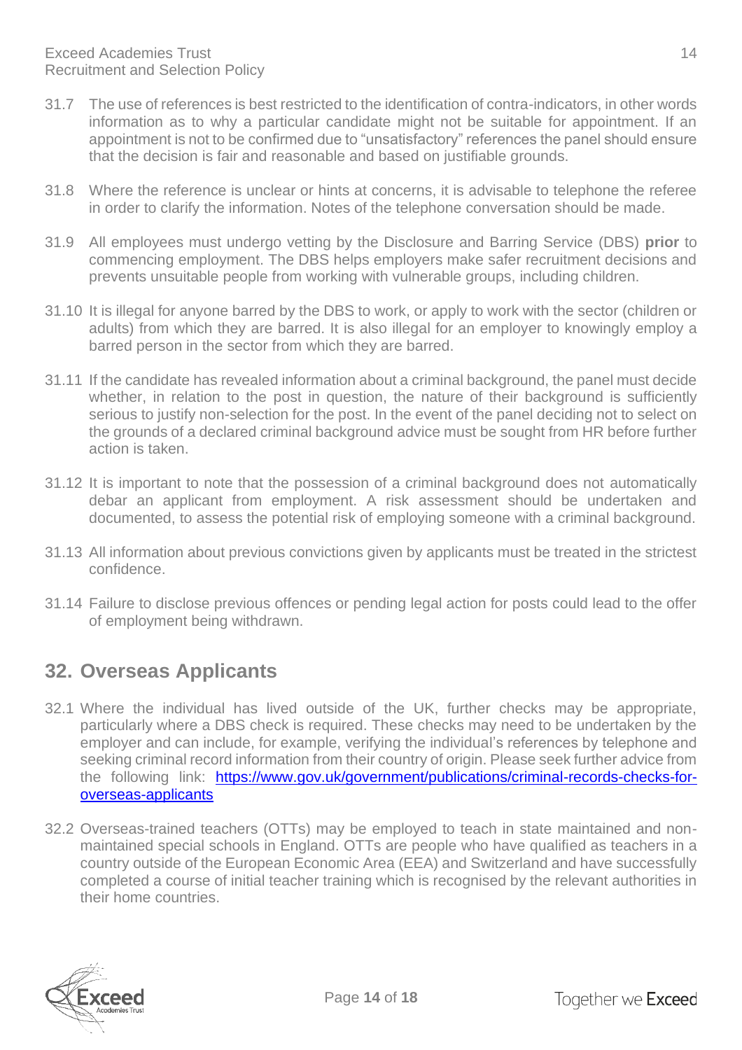31.7 The use of references is best restricted to the identification of contra-indicators, in other words information as to why a particular candidate might not be suitable for appointment. If an appointment is not to be confirmed due to "unsatisfactory" references the panel should ensure that the decision is fair and reasonable and based on justifiable grounds.

31.8 Where the reference is unclear or hints at concerns, it is advisable to telephone the referee in order to clarify the information. Notes of the telephone conversation should be made.

31.9 All employees must undergo vetting by the Disclosure and Barring Service (DBS) **prior** to commencing employment. The DBS helps employers make safer recruitment decisions and prevents unsuitable people from working with vulnerable groups, including children.

31.10 It is illegal for anyone barred by the DBS to work, or apply to work with the sector (children or adults) from which they are barred. It is also illegal for an employer to knowingly employ a barred person in the sector from which they are barred.

31.11 If the candidate has revealed information about a criminal background, the panel must decide whether, in relation to the post in question, the nature of their background is sufficiently serious to justify non-selection for the post. In the event of the panel deciding not to select on the grounds of a declared criminal background advice must be sought from HR before further action is taken.

31.12 It is important to note that the possession of a criminal background does not automatically debar an applicant from employment. A risk assessment should be undertaken and documented, to assess the potential risk of employing someone with a criminal background.

31.13 All information about previous convictions given by applicants must be treated in the strictest confidence.

31.14 Failure to disclose previous offences or pending legal action for posts could lead to the offer of employment being withdrawn.

## 32. Overseas Applicants

32.1 Where the individual has lived outside of the UK, further checks may be appropriate, particularly where a DBS check is required. These checks may need to be undertaken by the employer and can include, for example, verifying the individual's references by telephone and seeking criminal record information from their country of origin. Please seek further advice from the following link: [https://www.gov.uk/government/publications/criminal-records-checks-for-overseas-applicants](https://www.gov.uk/government/publications/criminal-records-checks-for-overseas-applicants)

32.2 Overseas-trained teachers (OTTs) may be employed to teach in state maintained and non-maintained special schools in England. OTTs are people who have qualified as teachers in a country outside of the European Economic Area (EEA) and Switzerland and have successfully completed a course of initial teacher training which is recognised by the relevant authorities in their home countries.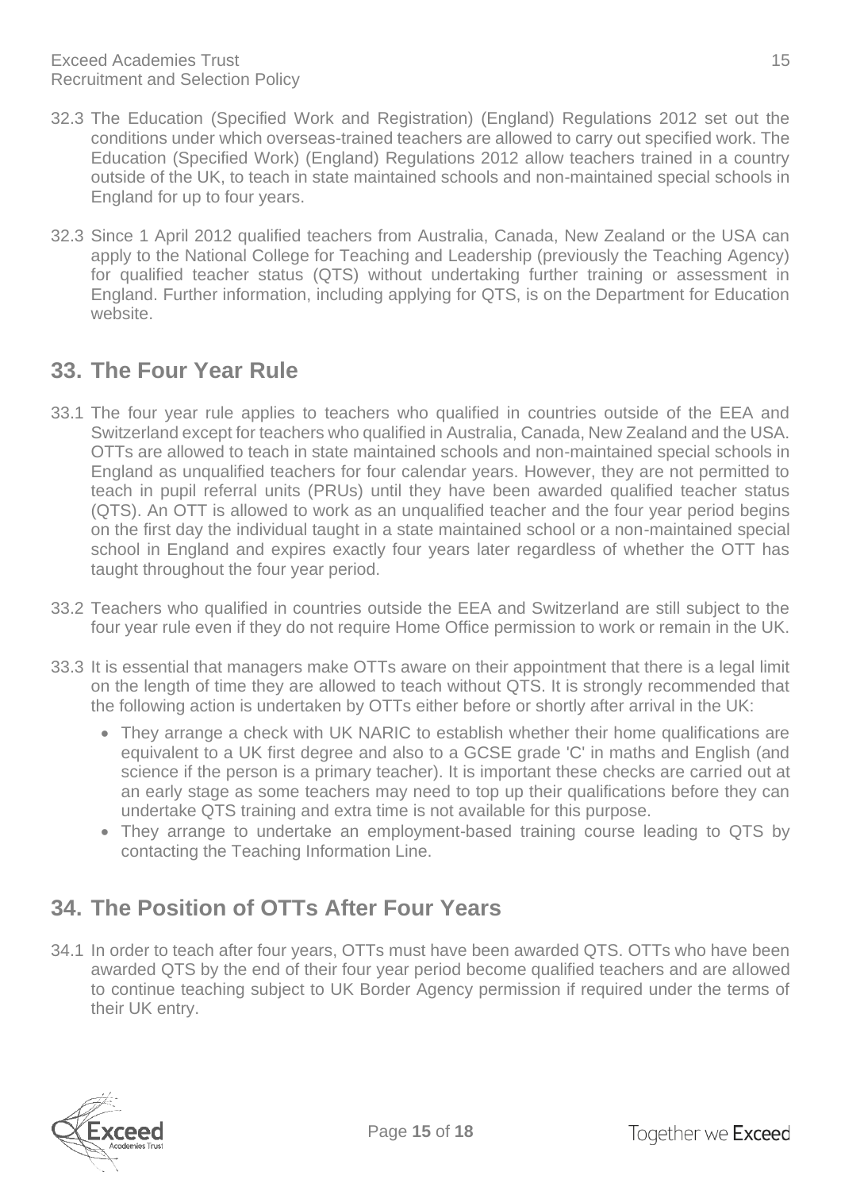32.3 The Education (Specified Work and Registration) (England) Regulations 2012 set out the conditions under which overseas-trained teachers are allowed to carry out specified work. The Education (Specified Work) (England) Regulations 2012 allow teachers trained in a country outside of the UK, to teach in state maintained schools and non-maintained special schools in England for up to four years.

32.3 Since 1 April 2012 qualified teachers from Australia, Canada, New Zealand or the USA can apply to the National College for Teaching and Leadership (previously the Teaching Agency) for qualified teacher status (QTS) without undertaking further training or assessment in England. Further information, including applying for QTS, is on the Department for Education website.

## 33. The Four Year Rule

33.1 The four year rule applies to teachers who qualified in countries outside of the EEA and Switzerland except for teachers who qualified in Australia, Canada, New Zealand and the USA. OTTs are allowed to teach in state maintained schools and non-maintained special schools in England as unqualified teachers for four calendar years. However, they are not permitted to teach in pupil referral units (PRUs) until they have been awarded qualified teacher status (QTS). An OTT is allowed to work as an unqualified teacher and the four year period begins on the first day the individual taught in a state maintained school or a non-maintained special school in England and expires exactly four years later regardless of whether the OTT has taught throughout the four year period.

33.2 Teachers who qualified in countries outside the EEA and Switzerland are still subject to the four year rule even if they do not require Home Office permission to work or remain in the UK.

33.3 It is essential that managers make OTTs aware on their appointment that there is a legal limit on the length of time they are allowed to teach without QTS. It is strongly recommended that the following action is undertaken by OTTs either before or shortly after arrival in the UK:

- They arrange a check with UK NARIC to establish whether their home qualifications are equivalent to a UK first degree and also to a GCSE grade 'C' in maths and English (and science if the person is a primary teacher). It is important these checks are carried out at an early stage as some teachers may need to top up their qualifications before they can undertake QTS training and extra time is not available for this purpose.
- They arrange to undertake an employment-based training course leading to QTS by contacting the Teaching Information Line.

## 34. The Position of OTTs After Four Years

34.1 In order to teach after four years, OTTs must have been awarded QTS. OTTs who have been awarded QTS by the end of their four year period become qualified teachers and are allowed to continue teaching subject to UK Border Agency permission if required under the terms of their UK entry.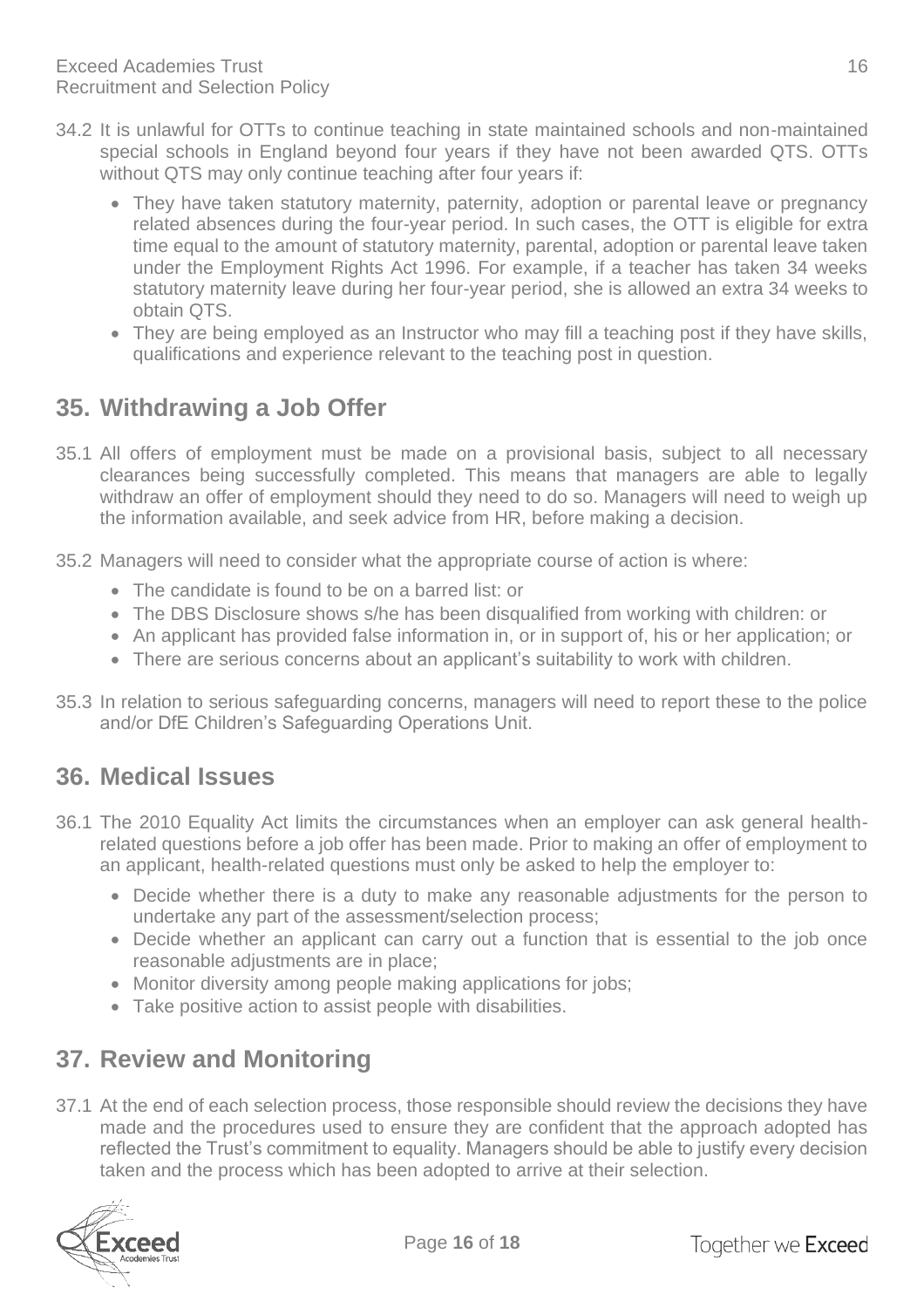34.2 It is unlawful for OTTs to continue teaching in state maintained schools and non-maintained special schools in England beyond four years if they have not been awarded QTS. OTTs without QTS may only continue teaching after four years if:

- They have taken statutory maternity, paternity, adoption or parental leave or pregnancy related absences during the four-year period. In such cases, the OTT is eligible for extra time equal to the amount of statutory maternity, parental, adoption or parental leave taken under the Employment Rights Act 1996. For example, if a teacher has taken 34 weeks statutory maternity leave during her four-year period, she is allowed an extra 34 weeks to obtain QTS.
- They are being employed as an Instructor who may fill a teaching post if they have skills, qualifications and experience relevant to the teaching post in question.

## 35. Withdrawing a Job Offer

35.1 All offers of employment must be made on a provisional basis, subject to all necessary clearances being successfully completed. This means that managers are able to legally withdraw an offer of employment should they need to do so. Managers will need to weigh up the information available, and seek advice from HR, before making a decision.

35.2 Managers will need to consider what the appropriate course of action is where:

- The candidate is found to be on a barred list: or
- The DBS Disclosure shows s/he has been disqualified from working with children: or
- An applicant has provided false information in, or in support of, his or her application; or
- There are serious concerns about an applicant's suitability to work with children.

35.3 In relation to serious safeguarding concerns, managers will need to report these to the police and/or DfE Children's Safeguarding Operations Unit.

## 36. Medical Issues

36.1 The 2010 Equality Act limits the circumstances when an employer can ask general health-related questions before a job offer has been made. Prior to making an offer of employment to an applicant, health-related questions must only be asked to help the employer to:

- Decide whether there is a duty to make any reasonable adjustments for the person to undertake any part of the assessment/selection process;
- Decide whether an applicant can carry out a function that is essential to the job once reasonable adjustments are in place;
- Monitor diversity among people making applications for jobs;
- Take positive action to assist people with disabilities.

## 37. Review and Monitoring

37.1 At the end of each selection process, those responsible should review the decisions they have made and the procedures used to ensure they are confident that the approach adopted has reflected the Trust's commitment to equality. Managers should be able to justify every decision taken and the process which has been adopted to arrive at their selection.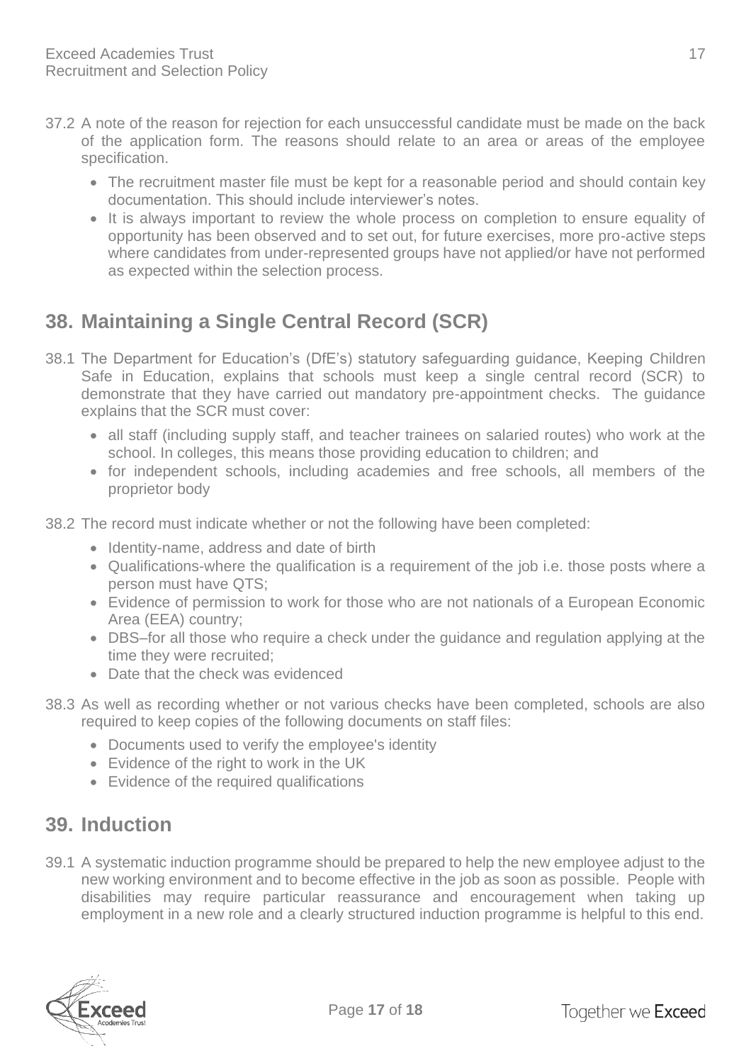37.2 A note of the reason for rejection for each unsuccessful candidate must be made on the back of the application form. The reasons should relate to an area or areas of the employee specification.

- The recruitment master file must be kept for a reasonable period and should contain key documentation. This should include interviewer's notes.
- It is always important to review the whole process on completion to ensure equality of opportunity has been observed and to set out, for future exercises, more pro-active steps where candidates from under-represented groups have not applied/or have not performed as expected within the selection process.

## 38. Maintaining a Single Central Record (SCR)

38.1 The Department for Education's (DfE's) statutory safeguarding guidance, Keeping Children Safe in Education, explains that schools must keep a single central record (SCR) to demonstrate that they have carried out mandatory pre-appointment checks. The guidance explains that the SCR must cover:

- all staff (including supply staff, and teacher trainees on salaried routes) who work at the school. In colleges, this means those providing education to children; and
- for independent schools, including academies and free schools, all members of the proprietor body

38.2 The record must indicate whether or not the following have been completed:

- Identity-name, address and date of birth
- Qualifications-where the qualification is a requirement of the job i.e. those posts where a person must have QTS;
- Evidence of permission to work for those who are not nationals of a European Economic Area (EEA) country;
- DBS–for all those who require a check under the guidance and regulation applying at the time they were recruited;
- Date that the check was evidenced

38.3 As well as recording whether or not various checks have been completed, schools are also required to keep copies of the following documents on staff files:

- Documents used to verify the employee's identity
- Evidence of the right to work in the UK
- Evidence of the required qualifications

## 39. Induction

39.1 A systematic induction programme should be prepared to help the new employee adjust to the new working environment and to become effective in the job as soon as possible. People with disabilities may require particular reassurance and encouragement when taking up employment in a new role and a clearly structured induction programme is helpful to this end.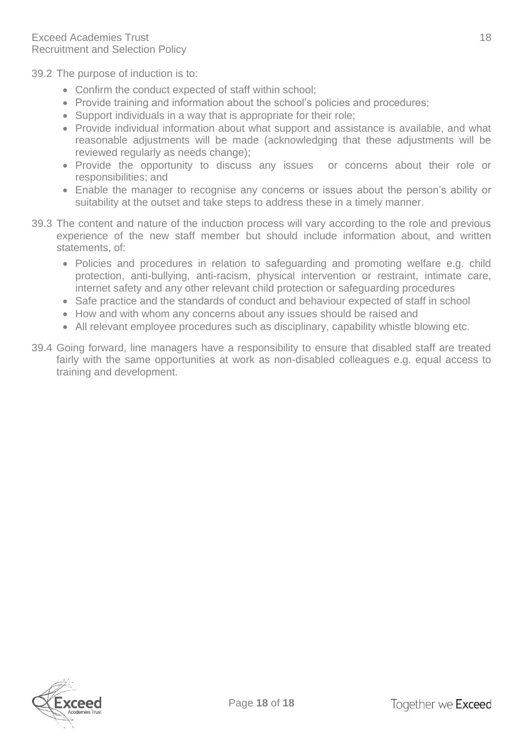39.2 The purpose of induction is to:

- Confirm the conduct expected of staff within school;
- Provide training and information about the school's policies and procedures;
- Support individuals in a way that is appropriate for their role;
- Provide individual information about what support and assistance is available, and what reasonable adjustments will be made (acknowledging that these adjustments will be reviewed regularly as needs change);
- Provide the opportunity to discuss any issues or concerns about their role or responsibilities; and
- Enable the manager to recognise any concerns or issues about the person's ability or suitability at the outset and take steps to address these in a timely manner.

39.3 The content and nature of the induction process will vary according to the role and previous experience of the new staff member but should include information about, and written statements, of:

- Policies and procedures in relation to safeguarding and promoting welfare e.g. child protection, anti-bullying, anti-racism, physical intervention or restraint, intimate care, internet safety and any other relevant child protection or safeguarding procedures
- Safe practice and the standards of conduct and behaviour expected of staff in school
- How and with whom any concerns about any issues should be raised and
- All relevant employee procedures such as disciplinary, capability whistle blowing etc.

39.4 Going forward, line managers have a responsibility to ensure that disabled staff are treated fairly with the same opportunities at work as non-disabled colleagues e.g. equal access to training and development.